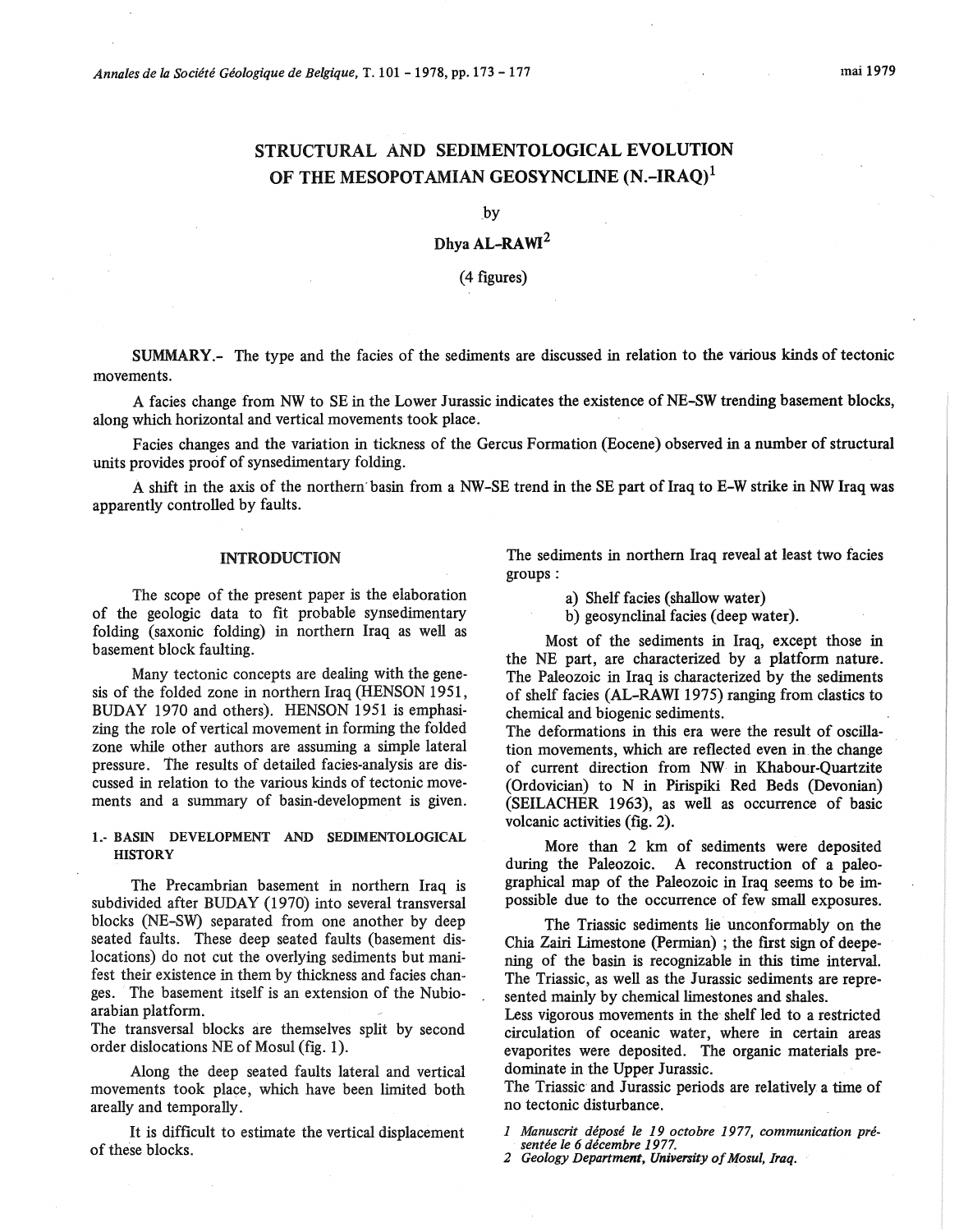# STRUCTURAL AND SEDIMENTOLOGICAL EVOLUTION OF THE MESOPOTAMIAN GEOSYNCLINE (N.-IRAQ)[1]

by

**Dhya AL-RAWI**[2]

(4 figures)

**SUMMARY.**- The type and the facies of the sediments are discussed in relation to the various kinds of tectonic movements.

A facies change from NW to SE in the Lower Jurassic indicates the existence of NE-SW trending basement blocks, along which horizontal and vertical movements took place.

Facies changes and the variation in tickness of the Gercus Formation (Eocene) observed in a number of structural units provides proof of synsedimentary folding.

A shift in the axis of the northern basin from a NW-SE trend in the SE part of Iraq to E-W strike in NW Iraq was apparently controlled by faults.

## INTRODUCTION

The scope of the present paper is the elaboration of the geologic data to fit probable synsedimentary folding (saxonic folding) in northern Iraq as well as basement block faulting.

Many tectonic concepts are dealing with the genesis of the folded zone in northern Iraq (HENSON 1951, BUDAY 1970 and others). HENSON 1951 is emphasizing the role of vertical movement in forming the folded zone while other authors are assuming a simple lateral pressure. The results of detailed facies-analysis are discussed in relation to the various kinds of tectonic movements and a summary of basin-development is given.

### 1.- BASIN DEVELOPMENT AND SEDIMENTOLOGICAL HISTORY

The Precambrian basement in northern Iraq is subdivided after BUDAY (1970) into several transversal blocks (NE-SW) separated from one another by deep seated faults. These deep seated faults (basement dislocations) do not cut the overlying sediments but manifest their existence in them by thickness and facies changes. The basement itself is an extension of the Nubioarabian platform.

The transversal blocks are themselves split by second order dislocations NE of Mosul (fig. 1).

Along the deep seated faults lateral and vertical movements took place, which have been limited both areally and temporally.

It is difficult to estimate the vertical displacement of these blocks.

The sediments in northern Iraq reveal at least two facies groups :

a) Shelf facies (shallow water)
b) geosynclinal facies (deep water).

Most of the sediments in Iraq, except those in the NE part, are characterized by a platform nature. The Paleozoic in Iraq is characterized by the sediments of shelf facies (AL-RAWI 1975) ranging from clastics to chemical and biogenic sediments.

The deformations in this era were the result of oscillation movements, which are reflected even in the change of current direction from NW in Khabour-Quartzite (Ordovician) to N in Pirispiki Red Beds (Devonian) (SEILACHER 1963), as well as occurrence of basic volcanic activities (fig. 2).

More than 2 km of sediments were deposited during the Paleozoic. A reconstruction of a paleogeographical map of the Paleozoic in Iraq seems to be impossible due to the occurrence of few small exposures.

The Triassic sediments lie unconformably on the Chia Zairi Limestone (Permian) ; the first sign of deepening of the basin is recognizable in this time interval. The Triassic, as well as the Jurassic sediments are represented mainly by chemical limestones and shales.

Less vigorous movements in the shelf led to a restricted circulation of oceanic water, where in certain areas evaporites were deposited. The organic materials predominate in the Upper Jurassic.

The Triassic and Jurassic periods are relatively a time of no tectonic disturbance.

---

*1 Manuscrit déposé le 19 octobre 1977, communication présentée le 6 décembre 1977.*

*2 Geology Department, University of Mosul, Iraq.*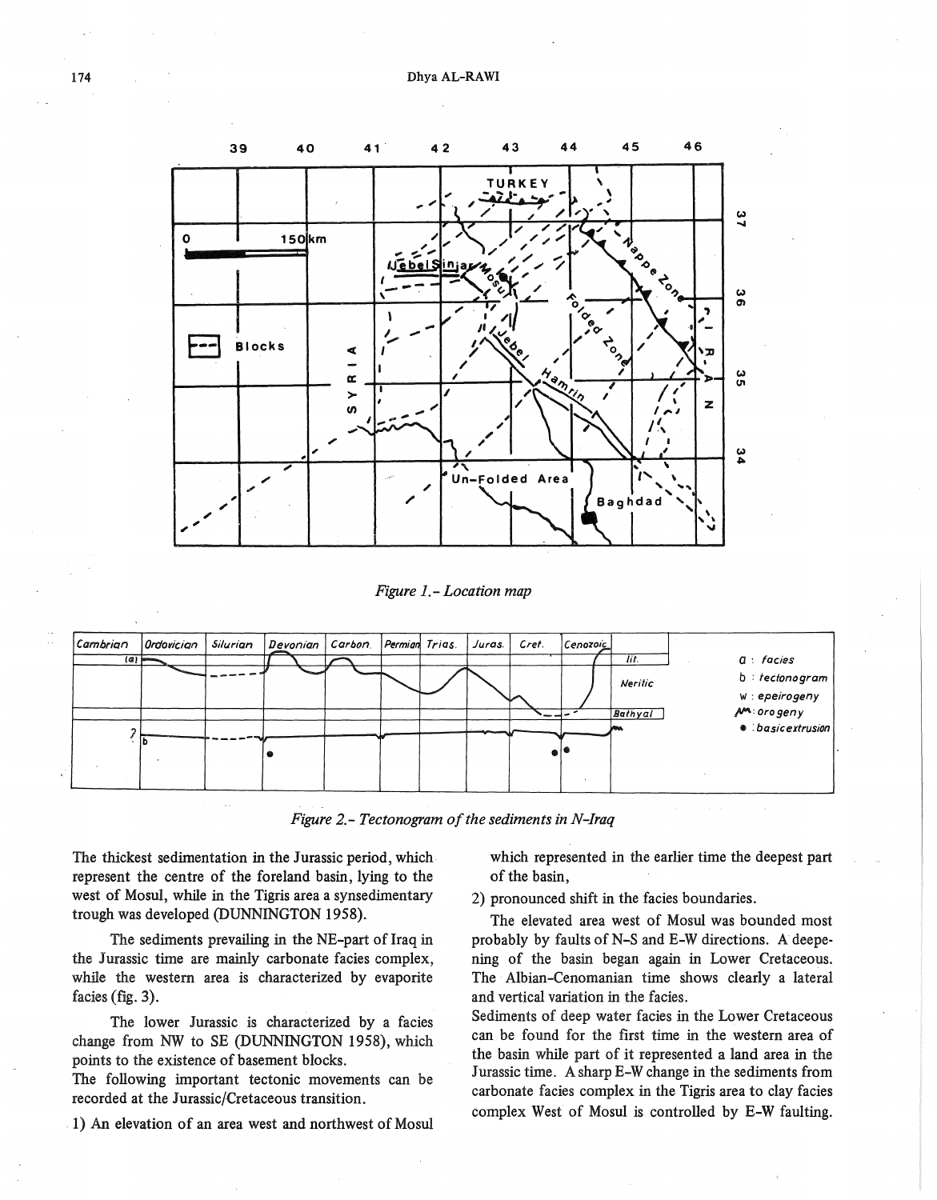*Figure 1.- Location map*

*Figure 2.- Tectonogram of the sediments in N-Iraq*

The thickest sedimentation in the Jurassic period, which represent the centre of the foreland basin, lying to the west of Mosul, while in the Tigris area a synsedimentary trough was developed (DUNNINGTON 1958).

The sediments prevailing in the NE-part of Iraq in the Jurassic time are mainly carbonate facies complex, while the western area is characterized by evaporite facies (fig. 3).

The lower Jurassic is characterized by a facies change from NW to SE (DUNNINGTON 1958), which points to the existence of basement blocks.

The following important tectonic movements can be recorded at the Jurassic/Cretaceous transition.

1) An elevation of an area west and northwest of Mosul which represented in the earlier time the deepest part of the basin,

2) pronounced shift in the facies boundaries.

The elevated area west of Mosul was bounded most probably by faults of N-S and E-W directions. A deepening of the basin began again in Lower Cretaceous. The Albian-Cenomanian time shows clearly a lateral and vertical variation in the facies.

Sediments of deep water facies in the Lower Cretaceous can be found for the first time in the western area of the basin while part of it represented a land area in the Jurassic time. A sharp E-W change in the sediments from carbonate facies complex in the Tigris area to clay facies complex West of Mosul is controlled by E-W faulting.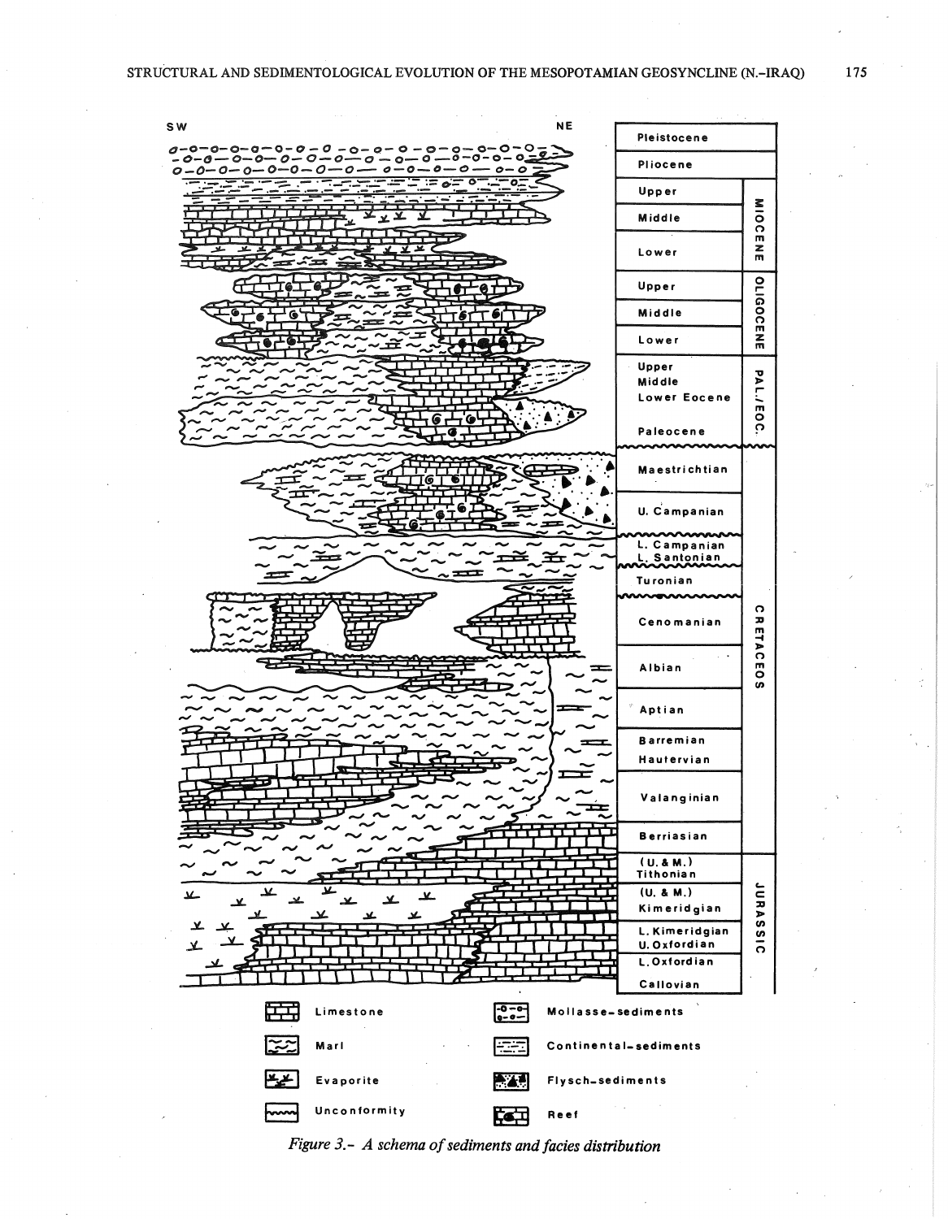*Figure 3.- A schema of sediments and facies distribution*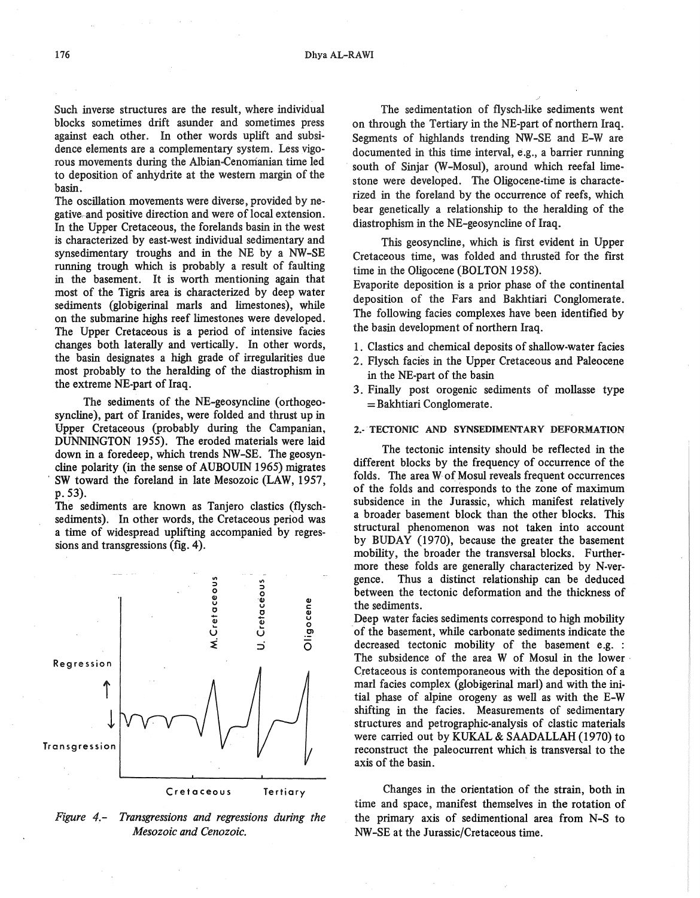Such inverse structures are the result, where individual blocks sometimes drift asunder and sometimes press against each other. In other words uplift and subsidence elements are a complementary system. Less vigorous movements during the Albian-Cenomanian time led to deposition of anhydrite at the western margin of the basin.

The oscillation movements were diverse, provided by negative and positive direction and were of local extension. In the Upper Cretaceous, the forelands basin in the west is characterized by east-west individual sedimentary and synsedimentary troughs and in the NE by a NW-SE running trough which is probably a result of faulting in the basement. It is worth mentioning again that most of the Tigris area is characterized by deep water sediments (globigerinal marls and limestones), while on the submarine highs reef limestones were developed. The Upper Cretaceous is a period of intensive facies changes both laterally and vertically. In other words, the basin designates a high grade of irregularities due most probably to the heralding of the diastrophism in the extreme NE-part of Iraq.

The sediments of the NE-geosyncline (orthogeosyncline), part of Iranides, were folded and thrust up in Upper Cretaceous (probably during the Campanian, DUNNINGTON 1955). The eroded materials were laid down in a foredeep, which trends NW-SE. The geosyncline polarity (in the sense of AUBOUIN 1965) migrates SW toward the foreland in late Mesozoic (LAW, 1957, p. 53).

The sediments are known as Tanjero clastics (flysch-sediments). In other words, the Cretaceous period was a time of widespread uplifting accompanied by regressions and transgressions (fig. 4).

*Figure 4.- Transgressions and regressions during the Mesozoic and Cenozoic.*

The sedimentation of flysch-like sediments went on through the Tertiary in the NE-part of northern Iraq. Segments of highlands trending NW-SE and E-W are documented in this time interval, e.g., a barrier running south of Sinjar (W-Mosul), around which reefal limestone were developed. The Oligocene-time is characterized in the foreland by the occurrence of reefs, which bear genetically a relationship to the heralding of the diastrophism in the NE-geosyncline of Iraq.

This geosyncline, which is first evident in Upper Cretaceous time, was folded and thrusted for the first time in the Oligocene (BOLTON 1958).

Evaporite deposition is a prior phase of the continental deposition of the Fars and Bakhtiari Conglomerate. The following facies complexes have been identified by the basin development of northern Iraq.

1. Clastics and chemical deposits of shallow-water facies
2. Flysch facies in the Upper Cretaceous and Paleocene in the NE-part of the basin
3. Finally post orogenic sediments of mollasse type = Bakhtiari Conglomerate.

## 2.- TECTONIC AND SYNSEDIMENTARY DEFORMATION

The tectonic intensity should be reflected in the different blocks by the frequency of occurrence of the folds. The area W of Mosul reveals frequent occurrences of the folds and corresponds to the zone of maximum subsidence in the Jurassic, which manifest relatively a broader basement block than the other blocks. This structural phenomenon was not taken into account by BUDAY (1970), because the greater the basement mobility, the broader the transversal blocks. Furthermore these folds are generally characterized by N-vergence. Thus a distinct relationship can be deduced between the tectonic deformation and the thickness of the sediments.

Deep water facies sediments correspond to high mobility of the basement, while carbonate sediments indicate the decreased tectonic mobility of the basement e.g. : The subsidence of the area W of Mosul in the lower Cretaceous is contemporaneous with the deposition of a marl facies complex (globigerinal marl) and with the initial phase of alpine orogeny as well as with the E-W shifting in the facies. Measurements of sedimentary structures and petrographic-analysis of clastic materials were carried out by KUKAL & SAADALLAH (1970) to reconstruct the paleocurrent which is transversal to the axis of the basin.

Changes in the orientation of the strain, both in time and space, manifest themselves in the rotation of the primary axis of sedimentional area from N-S to NW-SE at the Jurassic/Cretaceous time.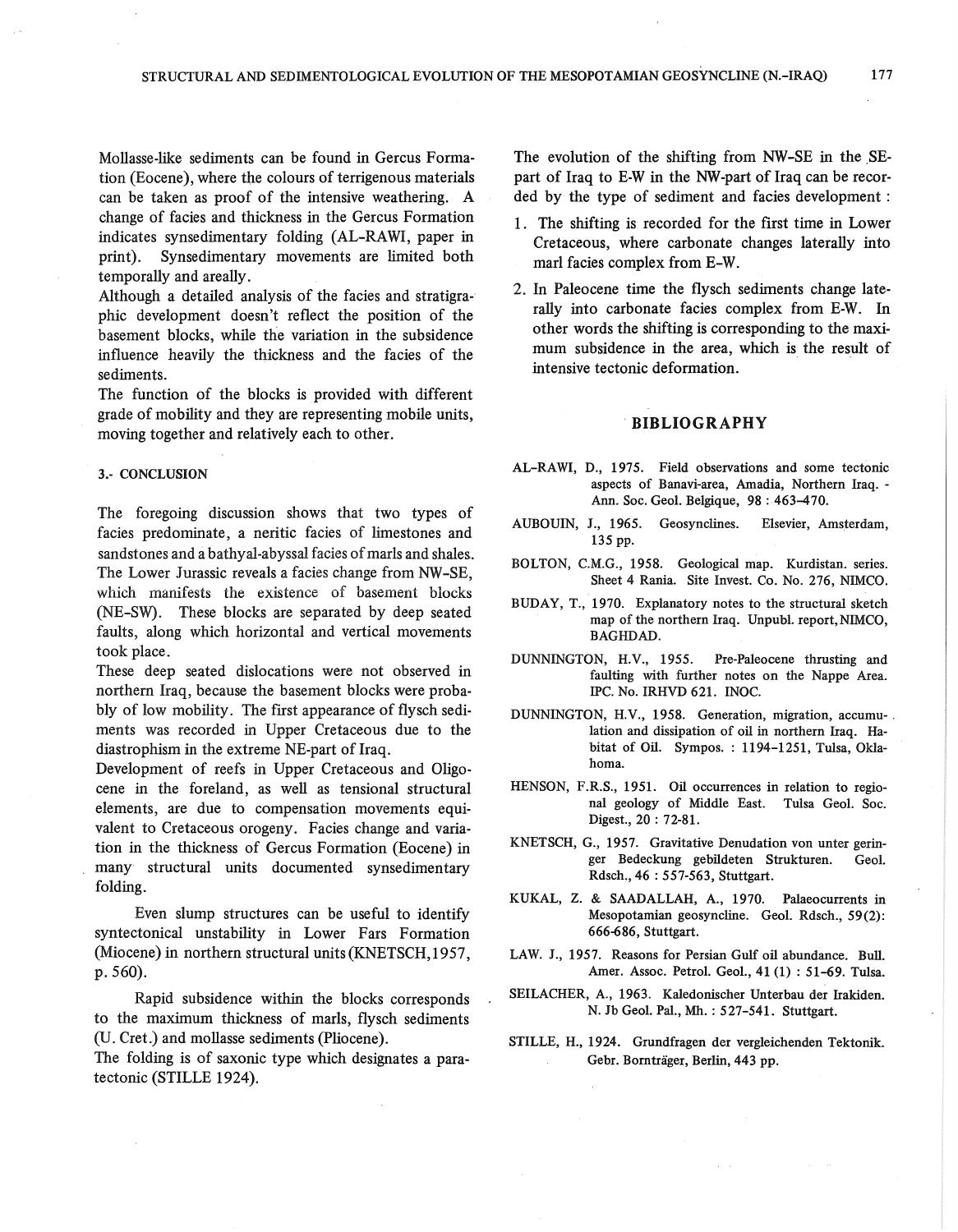Mollasse-like sediments can be found in Gercus Formation (Eocene), where the colours of terrigenous materials can be taken as proof of the intensive weathering. A change of facies and thickness in the Gercus Formation indicates synsedimentary folding (AL-RAWI, paper in print). Synsedimentary movements are limited both temporally and areally.

Although a detailed analysis of the facies and stratigraphic development doesn't reflect the position of the basement blocks, while the variation in the subsidence influence heavily the thickness and the facies of the sediments.

The function of the blocks is provided with different grade of mobility and they are representing mobile units, moving together and relatively each to other.

### 3.- CONCLUSION

The foregoing discussion shows that two types of facies predominate, a neritic facies of limestones and sandstones and a bathyal-abyssal facies of marls and shales. The Lower Jurassic reveals a facies change from NW-SE, which manifests the existence of basement blocks (NE-SW). These blocks are separated by deep seated faults, along which horizontal and vertical movements took place.

These deep seated dislocations were not observed in northern Iraq, because the basement blocks were probably of low mobility. The first appearance of flysch sediments was recorded in Upper Cretaceous due to the diastrophism in the extreme NE-part of Iraq.

Development of reefs in Upper Cretaceous and Oligocene in the foreland, as well as tensional structural elements, are due to compensation movements equivalent to Cretaceous orogeny. Facies change and variation in the thickness of Gercus Formation (Eocene) in many structural units documented synsedimentary folding.

Even slump structures can be useful to identify syntectonical unstability in Lower Fars Formation (Miocene) in northern structural units (KNETSCH, 1957, p. 560).

Rapid subsidence within the blocks corresponds to the maximum thickness of marls, flysch sediments (U. Cret.) and mollasse sediments (Pliocene).

The folding is of saxonic type which designates a paratectonic (STILLE 1924).

The evolution of the shifting from NW-SE in the SE-part of Iraq to E-W in the NW-part of Iraq can be recorded by the type of sediment and facies development :

1. The shifting is recorded for the first time in Lower Cretaceous, where carbonate changes laterally into marl facies complex from E-W.
2. In Paleocene time the flysch sediments change laterally into carbonate facies complex from E-W. In other words the shifting is corresponding to the maximum subsidence in the area, which is the result of intensive tectonic deformation.

## BIBLIOGRAPHY

AL-RAWI, D., 1975. Field observations and some tectonic aspects of Banavi-area, Amadia, Northern Iraq. - Ann. Soc. Geol. Belgique, 98 : 463–470.

AUBOUIN, J., 1965. Geosynclines. Elsevier, Amsterdam, 135 pp.

BOLTON, C.M.G., 1958. Geological map. Kurdistan. series. Sheet 4 Rania. Site Invest. Co. No. 276, NIMCO.

BUDAY, T., 1970. Explanatory notes to the structural sketch map of the northern Iraq. Unpubl. report, NIMCO, BAGHDAD.

DUNNINGTON, H.V., 1955. Pre-Paleocene thrusting and faulting with further notes on the Nappe Area. IPC. No. IRHVD 621. INOC.

DUNNINGTON, H.V., 1958. Generation, migration, accumulation and dissipation of oil in northern Iraq. Habitat of Oil. Sympos. : 1194-1251, Tulsa, Oklahoma.

HENSON, F.R.S., 1951. Oil occurrences in relation to regional geology of Middle East. Tulsa Geol. Soc. Digest., 20 : 72-81.

KNETSCH, G., 1957. Gravitative Denudation von unter geringer Bedeckung gebildeten Strukturen. Geol. Rdsch., 46 : 557-563, Stuttgart.

KUKAL, Z. & SAADALLAH, A., 1970. Palaeocurrents in Mesopotamian geosyncline. Geol. Rdsch., 59(2): 666-686, Stuttgart.

LAW. J., 1957. Reasons for Persian Gulf oil abundance. Bull. Amer. Assoc. Petrol. Geol., 41 (1) : 51–69. Tulsa.

SEILACHER, A., 1963. Kaledonischer Unterbau der Irakiden. N. Jb Geol. Pal., Mh. : 527-541. Stuttgart.

STILLE, H., 1924. Grundfragen der vergleichenden Tektonik. Gebr. Bornträger, Berlin, 443 pp.